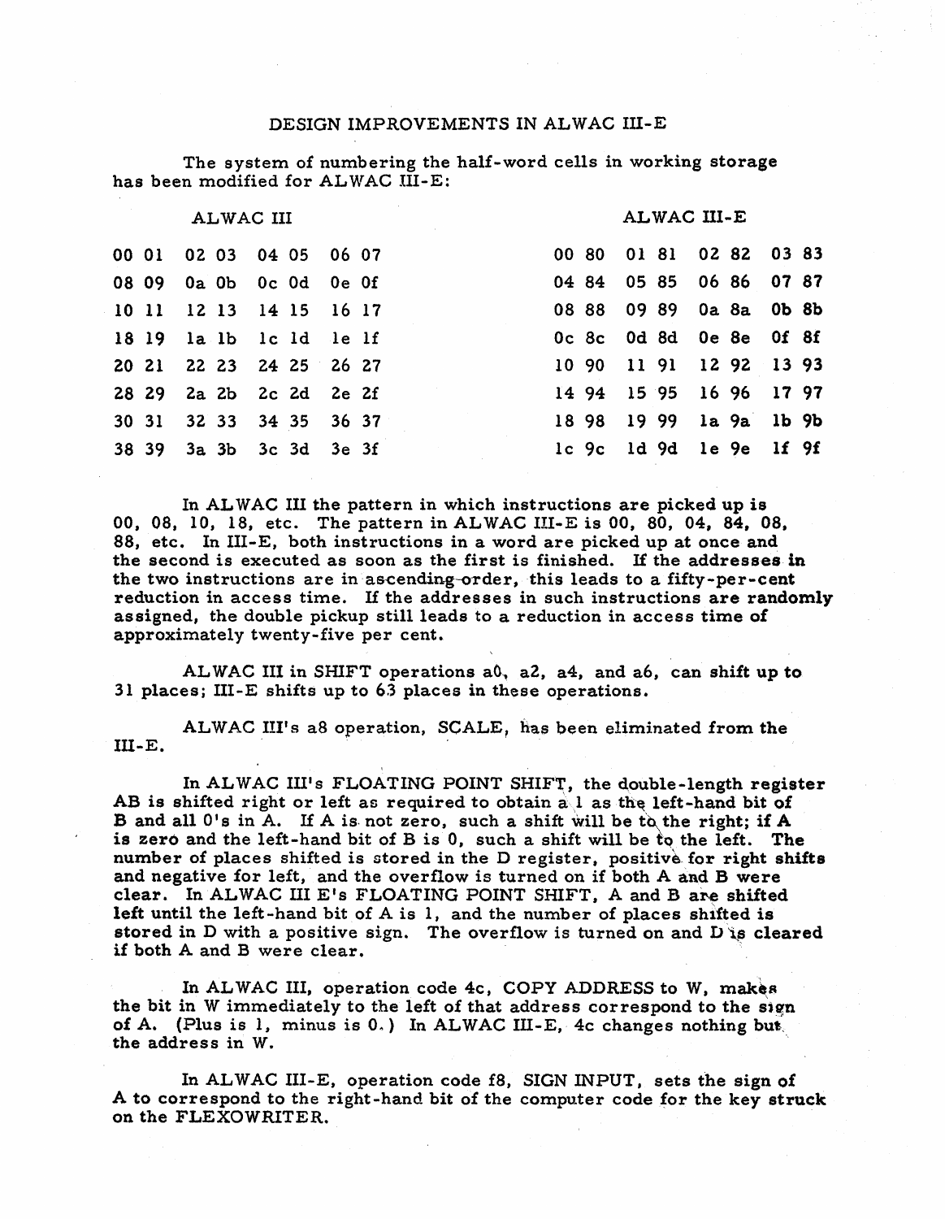# DESIGN IMPROVEMENTS IN ALWAC III-E

The system of numbering the half-word cells in working storage has been modified for ALWAC III-E:

| ALWAC III | | | | ALWAC III-E | | | |
|---|---|---|---|---|---|---|---|
| 00 01 | 02 03 | 04 05 | 06 07 | 00 80 | 01 81 | 02 82 | 03 83 |
| 08 09 | 0a 0b | 0c 0d | 0e 0f | 04 84 | 05 85 | 06 86 | 07 87 |
| 10 11 | 12 13 | 14 15 | 16 17 | 08 88 | 09 89 | 0a 8a | 0b 8b |
| 18 19 | 1a 1b | 1c 1d | 1e 1f | 0c 8c | 0d 8d | 0e 8e | 0f 8f |
| 20 21 | 22 23 | 24 25 | 26 27 | 10 90 | 11 91 | 12 92 | 13 93 |
| 28 29 | 2a 2b | 2c 2d | 2e 2f | 14 94 | 15 95 | 16 96 | 17 97 |
| 30 31 | 32 33 | 34 35 | 36 37 | 18 98 | 19 99 | 1a 9a | 1b 9b |
| 38 39 | 3a 3b | 3c 3d | 3e 3f | 1c 9c | 1d 9d | 1e 9e | 1f 9f |

In ALWAC III the pattern in which instructions are picked up is 00, 08, 10, 18, etc. The pattern in ALWAC III-E is 00, 80, 04, 84, 08, 88, etc. In III-E, both instructions in a word are picked up at once and the second is executed as soon as the first is finished. If the addresses in the two instructions are in ascending order, this leads to a fifty-per-cent reduction in access time. If the addresses in such instructions are randomly assigned, the double pickup still leads to a reduction in access time of approximately twenty-five per cent.

ALWAC III in SHIFT operations a0, a2, a4, and a6, can shift up to 31 places; III-E shifts up to 63 places in these operations.

ALWAC III's a8 operation, SCALE, has been eliminated from the III-E.

In ALWAC III's FLOATING POINT SHIFT, the double-length register AB is shifted right or left as required to obtain a 1 as the left-hand bit of B and all 0's in A. If A is not zero, such a shift will be to the right; if A is zero and the left-hand bit of B is 0, such a shift will be to the left. The number of places shifted is stored in the D register, positive for right shifts and negative for left, and the overflow is turned on if both A and B were clear. In ALWAC III E's FLOATING POINT SHIFT, A and B are shifted left until the left-hand bit of A is 1, and the number of places shifted is stored in D with a positive sign. The overflow is turned on and D is cleared if both A and B were clear.

In ALWAC III, operation code 4c, COPY ADDRESS to W, makes the bit in W immediately to the left of that address correspond to the sign of A. (Plus is 1, minus is 0.) In ALWAC III-E, 4c changes nothing but the address in W.

In ALWAC III-E, operation code f8, SIGN INPUT, sets the sign of A to correspond to the right-hand bit of the computer code for the key struck on the FLEXOWRITER.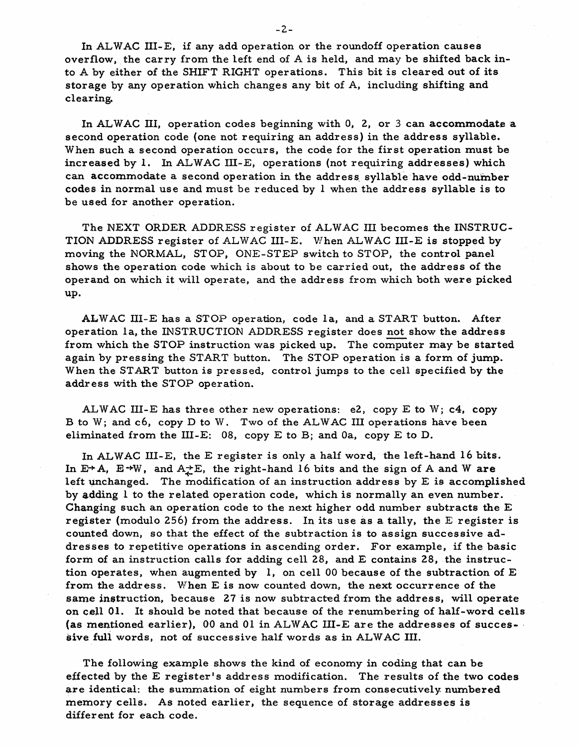In ALWAC III-E, if any add operation or the roundoff operation causes overflow, the carry from the left end of A is held, and may be shifted back into A by either of the SHIFT RIGHT operations. This bit is cleared out of its storage by any operation which changes any bit of A, including shifting and clearing.

In ALWAC III, operation codes beginning with 0, 2, or 3 can accommodate a second operation code (one not requiring an address) in the address syllable. When such a second operation occurs, the code for the first operation must be increased by 1. In ALWAC III-E, operations (not requiring addresses) which can accommodate a second operation in the address syllable have odd-number codes in normal use and must be reduced by 1 when the address syllable is to be used for another operation.

The NEXT ORDER ADDRESS register of ALWAC III becomes the INSTRUCTION ADDRESS register of ALWAC III-E. When ALWAC III-E is stopped by moving the NORMAL, STOP, ONE-STEP switch to STOP, the control panel shows the operation code which is about to be carried out, the address of the operand on which it will operate, and the address from which both were picked up.

ALWAC III-E has a STOP operation, code 1a, and a START button. After operation 1a, the INSTRUCTION ADDRESS register does <u>not</u> show the address from which the STOP instruction was picked up. The computer may be started again by pressing the START button. The STOP operation is a form of jump. When the START button is pressed, control jumps to the cell specified by the address with the STOP operation.

ALWAC III-E has three other new operations: e2, copy E to W; c4, copy B to W; and c6, copy D to W. Two of the ALWAC III operations have been eliminated from the III-E: 08, copy E to B; and 0a, copy E to D.

In ALWAC III-E, the E register is only a half word, the left-hand 16 bits. In $E \rightarrow A$, $E \rightarrow W$, and $A \rightleftarrows E$, the right-hand 16 bits and the sign of A and W are left unchanged. The modification of an instruction address by E is accomplished by adding 1 to the related operation code, which is normally an even number. Changing such an operation code to the next higher odd number subtracts the E register (modulo 256) from the address. In its use as a tally, the E register is counted down, so that the effect of the subtraction is to assign successive addresses to repetitive operations in ascending order. For example, if the basic form of an instruction calls for adding cell 28, and E contains 28, the instruction operates, when augmented by 1, on cell 00 because of the subtraction of E from the address. When E is now counted down, the next occurrence of the same instruction, because 27 is now subtracted from the address, will operate on cell 01. It should be noted that because of the renumbering of half-word cells (as mentioned earlier), 00 and 01 in ALWAC III-E are the addresses of successive full words, not of successive half words as in ALWAC III.

The following example shows the kind of economy in coding that can be effected by the E register's address modification. The results of the two codes are identical: the summation of eight numbers from consecutively numbered memory cells. As noted earlier, the sequence of storage addresses is different for each code.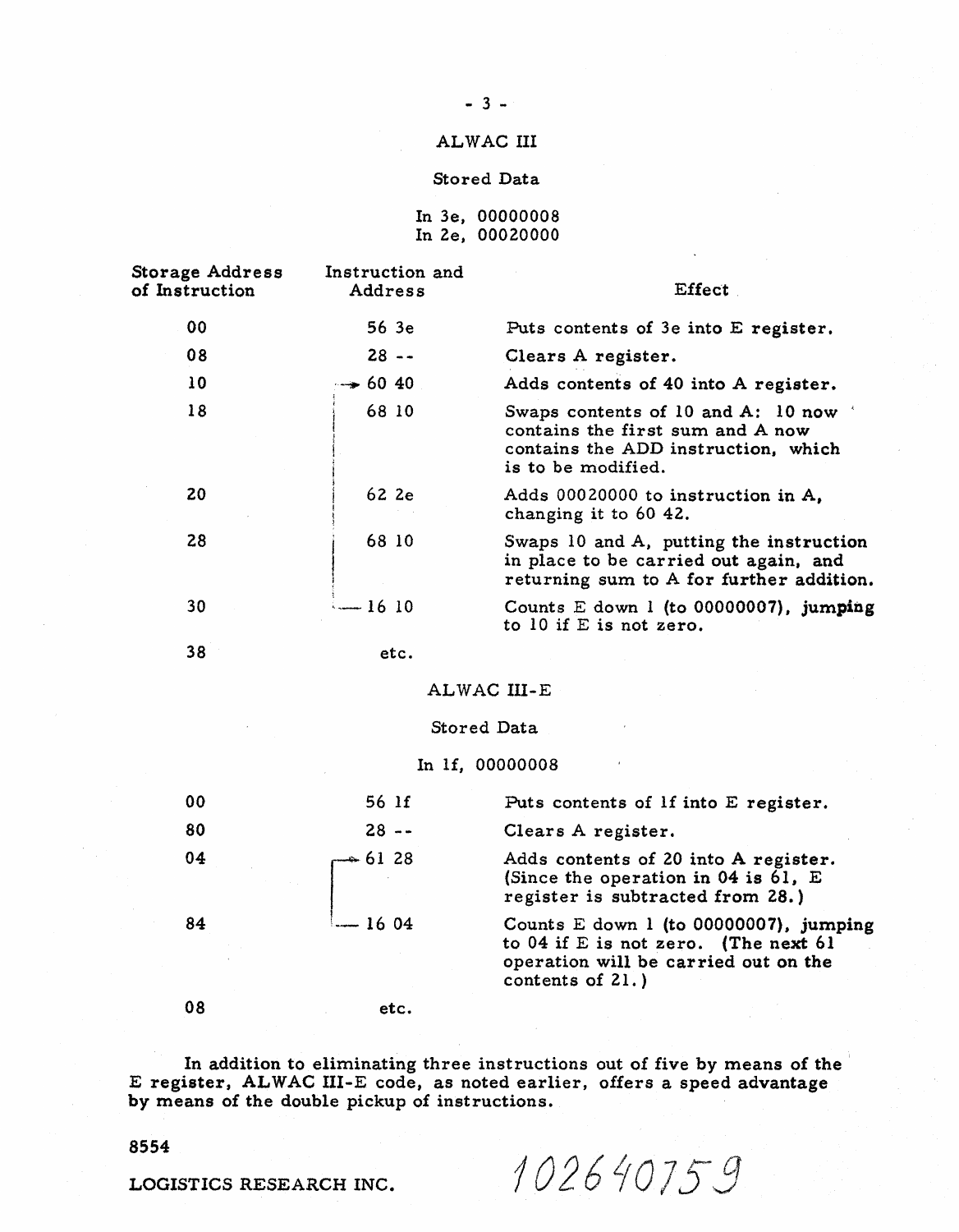## ALWAC III

Stored Data

In 3e, 00000008
In 2e, 00020000

| Storage Address of Instruction | Instruction and Address | Effect |
|---|---|---|
| 00 | 56 3e | Puts contents of 3e into E register. |
| 08 | 28 -- | Clears A register. |
| 10 | → 60 40 | Adds contents of 40 into A register. |
| 18 | 68 10 | Swaps contents of 10 and A: 10 now contains the first sum and A now contains the ADD instruction, which is to be modified. |
| 20 | 62 2e | Adds 00020000 to instruction in A, changing it to 60 42. |
| 28 | 68 10 | Swaps 10 and A, putting the instruction in place to be carried out again, and returning sum to A for further addition. |
| 30 | — 16 10 | Counts E down 1 (to 00000007), jumping to 10 if E is not zero. |
| 38 | etc. | |

## ALWAC III-E

Stored Data

In 1f, 00000008

| | | |
|---|---|---|
| 00 | 56 1f | Puts contents of 1f into E register. |
| 80 | 28 -- | Clears A register. |
| 04 | → 61 28 | Adds contents of 20 into A register. (Since the operation in 04 is 61, E register is subtracted from 28.) |
| 84 | — 16 04 | Counts E down 1 (to 00000007), jumping to 04 if E is not zero. (The next 61 operation will be carried out on the contents of 21.) |
| 08 | etc. | |

In addition to eliminating three instructions out of five by means of the E register, ALWAC III-E code, as noted earlier, offers a speed advantage by means of the double pickup of instructions.

8554

LOGISTICS RESEARCH INC.

102640759